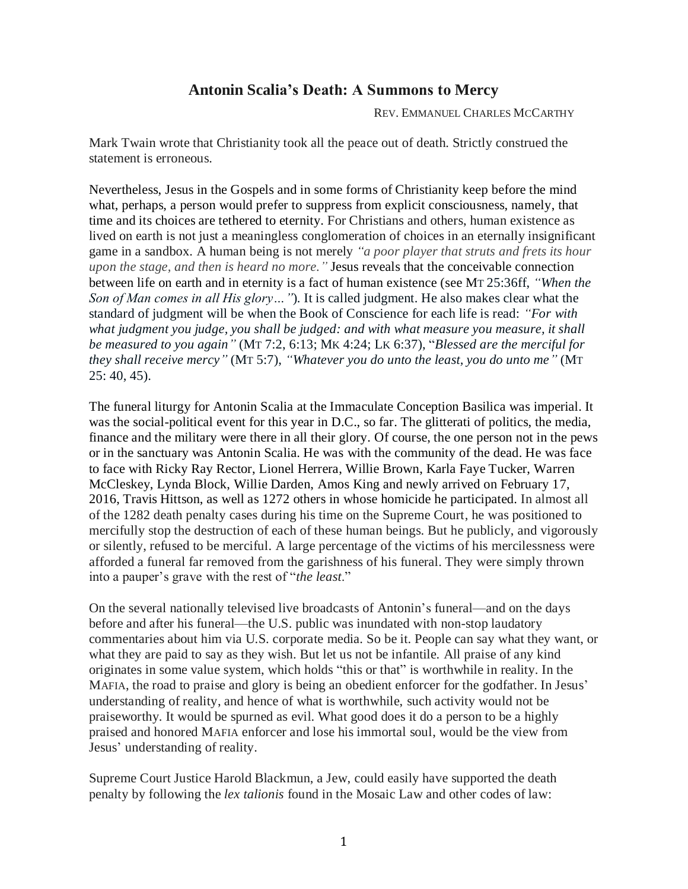# Antonin Scalia's Death: A Summons to Mercy

REV. EMMANUEL CHARLES MCCARTHY

Mark Twain wrote that Christianity took all the peace out of death. Strictly construed the statement is erroneous.

Nevertheless, Jesus in the Gospels and in some forms of Christianity keep before the mind what, perhaps, a person would prefer to suppress from explicit consciousness, namely, that time and its choices are tethered to eternity. For Christians and others, human existence as lived on earth is not just a meaningless conglomeration of choices in an eternally insignificant game in a sandbox. A human being is not merely *"a poor player that struts and frets its hour upon the stage, and then is heard no more."* Jesus reveals that the conceivable connection between life on earth and in eternity is a fact of human existence (see MT 25:36ff, *"When the Son of Man comes in all His glory…"*). It is called judgment. He also makes clear what the standard of judgment will be when the Book of Conscience for each life is read: *"For with what judgment you judge, you shall be judged: and with what measure you measure, it shall be measured to you again"* (MT 7:2, 6:13; MK 4:24; LK 6:37), "*Blessed are the merciful for they shall receive mercy"* (MT 5:7), *"Whatever you do unto the least, you do unto me"* (MT 25: 40, 45).

The funeral liturgy for Antonin Scalia at the Immaculate Conception Basilica was imperial. It was the social-political event for this year in D.C., so far. The glitterati of politics, the media, finance and the military were there in all their glory. Of course, the one person not in the pews or in the sanctuary was Antonin Scalia. He was with the community of the dead. He was face to face with Ricky Ray Rector, Lionel Herrera, Willie Brown, Karla Faye Tucker, Warren McCleskey, Lynda Block, Willie Darden, Amos King and newly arrived on February 17, 2016, Travis Hittson, as well as 1272 others in whose homicide he participated. In almost all of the 1282 death penalty cases during his time on the Supreme Court, he was positioned to mercifully stop the destruction of each of these human beings. But he publicly, and vigorously or silently, refused to be merciful. A large percentage of the victims of his mercilessness were afforded a funeral far removed from the garishness of his funeral. They were simply thrown into a pauper's grave with the rest of "*the least*."

On the several nationally televised live broadcasts of Antonin's funeral—and on the days before and after his funeral—the U.S. public was inundated with non-stop laudatory commentaries about him via U.S. corporate media. So be it. People can say what they want, or what they are paid to say as they wish. But let us not be infantile. All praise of any kind originates in some value system, which holds "this or that" is worthwhile in reality. In the MAFIA, the road to praise and glory is being an obedient enforcer for the godfather. In Jesus' understanding of reality, and hence of what is worthwhile, such activity would not be praiseworthy. It would be spurned as evil. What good does it do a person to be a highly praised and honored MAFIA enforcer and lose his immortal soul, would be the view from Jesus' understanding of reality.

Supreme Court Justice Harold Blackmun, a Jew, could easily have supported the death penalty by following the *lex talionis* found in the Mosaic Law and other codes of law: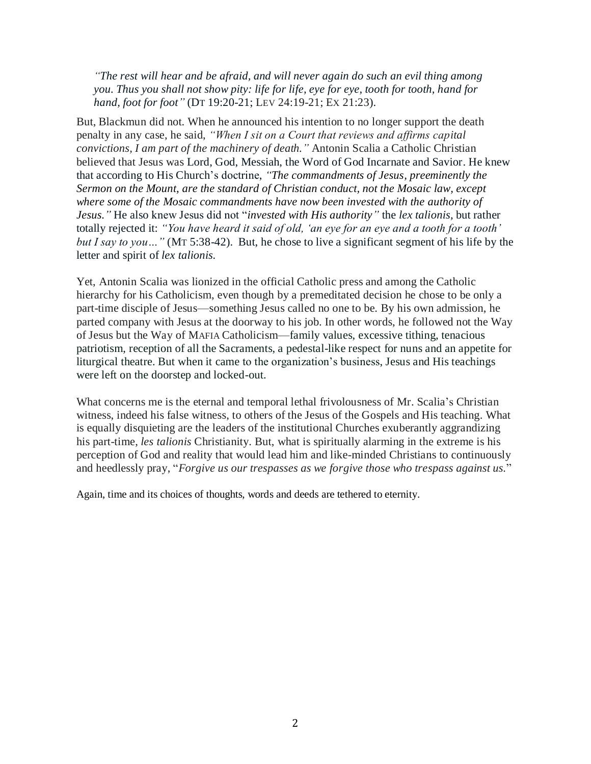> *"The rest will hear and be afraid, and will never again do such an evil thing among you. Thus you shall not show pity: life for life, eye for eye, tooth for tooth, hand for hand, foot for foot"* (DT 19:20-21; LEV 24:19-21; EX 21:23).

But, Blackmun did not. When he announced his intention to no longer support the death penalty in any case, he said, *"When I sit on a Court that reviews and affirms capital convictions, I am part of the machinery of death."* Antonin Scalia a Catholic Christian believed that Jesus was Lord, God, Messiah, the Word of God Incarnate and Savior. He knew that according to His Church's doctrine, *"The commandments of Jesus, preeminently the Sermon on the Mount, are the standard of Christian conduct, not the Mosaic law, except where some of the Mosaic commandments have now been invested with the authority of Jesus."* He also knew Jesus did not "*invested with His authority"* the *lex talionis*, but rather totally rejected it: *"You have heard it said of old, 'an eye for an eye and a tooth for a tooth' but I say to you…"* (MT 5:38-42). But, he chose to live a significant segment of his life by the letter and spirit of *lex talionis*.

Yet, Antonin Scalia was lionized in the official Catholic press and among the Catholic hierarchy for his Catholicism, even though by a premeditated decision he chose to be only a part-time disciple of Jesus—something Jesus called no one to be. By his own admission, he parted company with Jesus at the doorway to his job. In other words, he followed not the Way of Jesus but the Way of MAFIA Catholicism—family values, excessive tithing, tenacious patriotism, reception of all the Sacraments, a pedestal-like respect for nuns and an appetite for liturgical theatre. But when it came to the organization's business, Jesus and His teachings were left on the doorstep and locked-out.

What concerns me is the eternal and temporal lethal frivolousness of Mr. Scalia's Christian witness, indeed his false witness, to others of the Jesus of the Gospels and His teaching. What is equally disquieting are the leaders of the institutional Churches exuberantly aggrandizing his part-time, *les talionis* Christianity. But, what is spiritually alarming in the extreme is his perception of God and reality that would lead him and like-minded Christians to continuously and heedlessly pray, "*Forgive us our trespasses as we forgive those who trespass against us.*"

Again, time and its choices of thoughts, words and deeds are tethered to eternity.